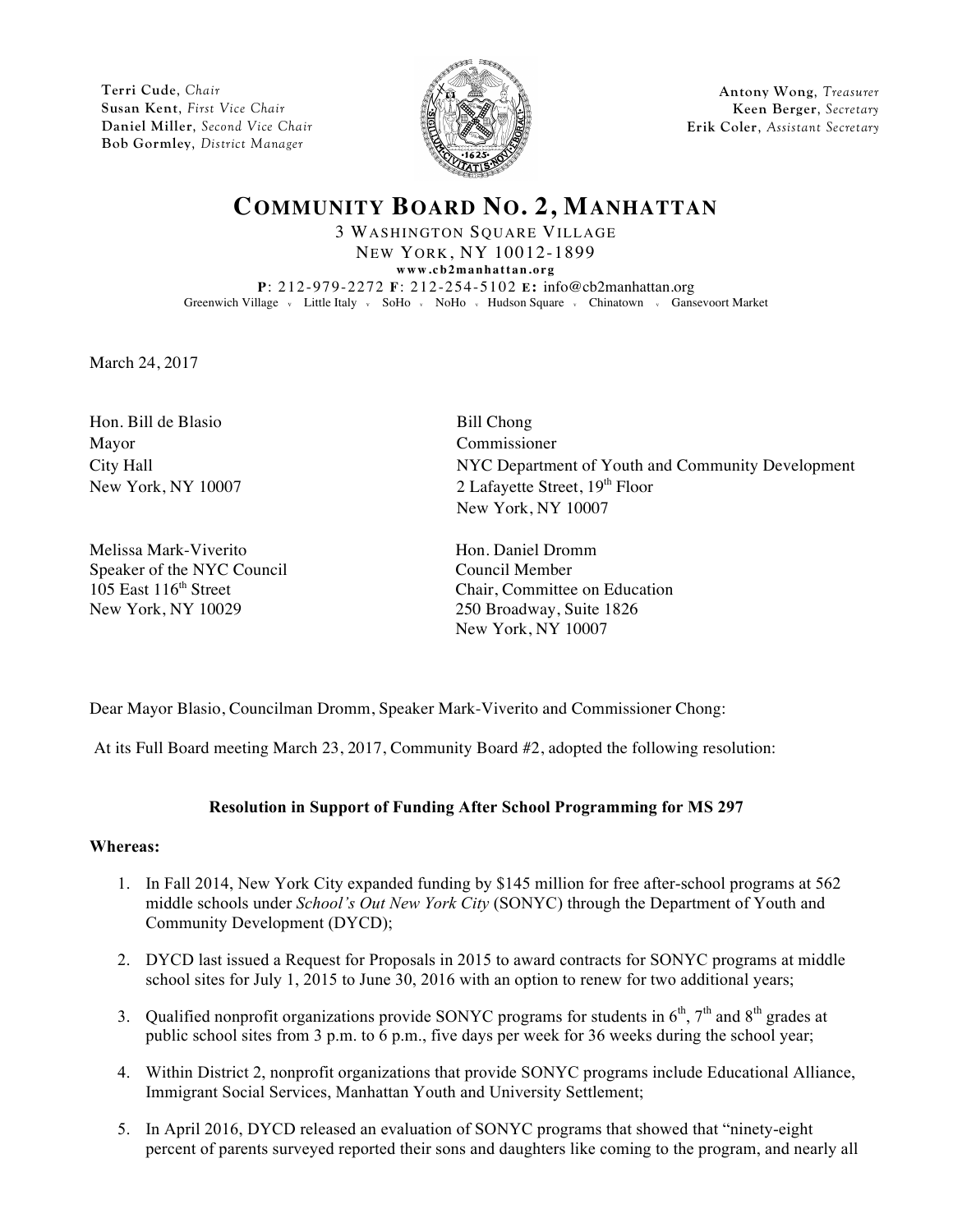**Terri Cude**, *Chair*
**Susan Kent**, *First Vice Chair*
**Daniel Miller**, *Second Vice Chair*
**Bob Gormley**, *District Manager*

**Antony Wong**, *Treasurer*
**Keen Berger**, *Secretary*
**Erik Coler**, *Assistant Secretary*

# COMMUNITY BOARD NO. 2, MANHATTAN

3 WASHINGTON SQUARE VILLAGE
NEW YORK, NY 10012-1899
**www.cb2manhattan.org**
**P**: 212-979-2272 **F**: 212-254-5102 **E:** info@cb2manhattan.org
Greenwich Village • Little Italy • SoHo • NoHo • Hudson Square • Chinatown • Gansevoort Market

March 24, 2017

Hon. Bill de Blasio
Mayor
City Hall
New York, NY 10007

Bill Chong
Commissioner
NYC Department of Youth and Community Development
2 Lafayette Street, 19th Floor
New York, NY 10007

Melissa Mark-Viverito
Speaker of the NYC Council
105 East 116th Street
New York, NY 10029

Hon. Daniel Dromm
Council Member
Chair, Committee on Education
250 Broadway, Suite 1826
New York, NY 10007

Dear Mayor Blasio, Councilman Dromm, Speaker Mark-Viverito and Commissioner Chong:

At its Full Board meeting March 23, 2017, Community Board #2, adopted the following resolution:

**Resolution in Support of Funding After School Programming for MS 297**

**Whereas:**

1. In Fall 2014, New York City expanded funding by $145 million for free after-school programs at 562 middle schools under *School's Out New York City* (SONYC) through the Department of Youth and Community Development (DYCD);

2. DYCD last issued a Request for Proposals in 2015 to award contracts for SONYC programs at middle school sites for July 1, 2015 to June 30, 2016 with an option to renew for two additional years;

3. Qualified nonprofit organizations provide SONYC programs for students in 6th, 7th and 8th grades at public school sites from 3 p.m. to 6 p.m., five days per week for 36 weeks during the school year;

4. Within District 2, nonprofit organizations that provide SONYC programs include Educational Alliance, Immigrant Social Services, Manhattan Youth and University Settlement;

5. In April 2016, DYCD released an evaluation of SONYC programs that showed that "ninety-eight percent of parents surveyed reported their sons and daughters like coming to the program, and nearly all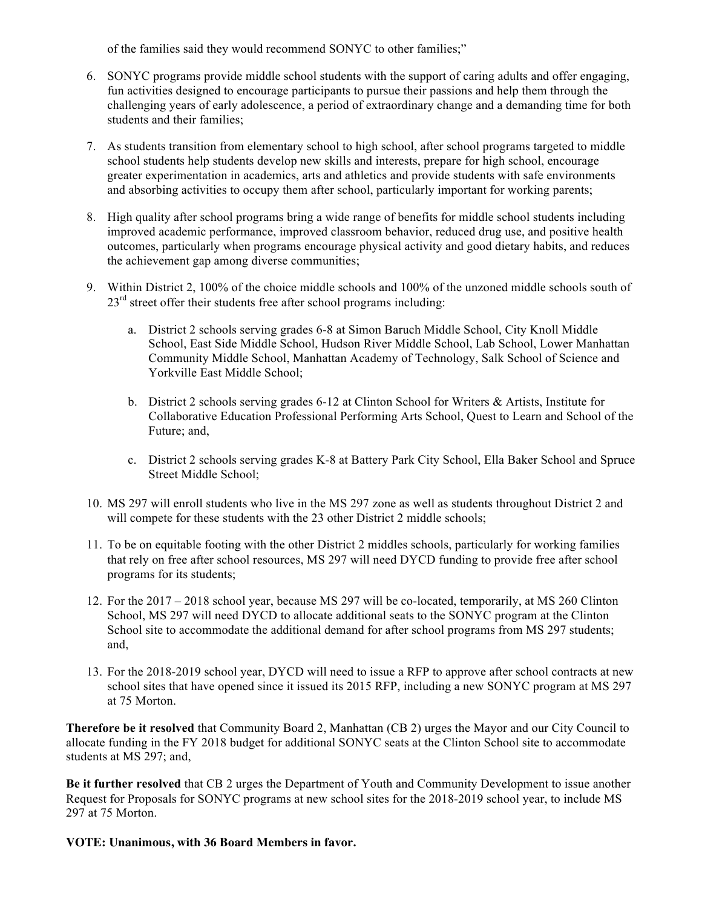of the families said they would recommend SONYC to other families;"

6. SONYC programs provide middle school students with the support of caring adults and offer engaging, fun activities designed to encourage participants to pursue their passions and help them through the challenging years of early adolescence, a period of extraordinary change and a demanding time for both students and their families;

7. As students transition from elementary school to high school, after school programs targeted to middle school students help students develop new skills and interests, prepare for high school, encourage greater experimentation in academics, arts and athletics and provide students with safe environments and absorbing activities to occupy them after school, particularly important for working parents;

8. High quality after school programs bring a wide range of benefits for middle school students including improved academic performance, improved classroom behavior, reduced drug use, and positive health outcomes, particularly when programs encourage physical activity and good dietary habits, and reduces the achievement gap among diverse communities;

9. Within District 2, 100% of the choice middle schools and 100% of the unzoned middle schools south of 23rd street offer their students free after school programs including:

   a. District 2 schools serving grades 6-8 at Simon Baruch Middle School, City Knoll Middle School, East Side Middle School, Hudson River Middle School, Lab School, Lower Manhattan Community Middle School, Manhattan Academy of Technology, Salk School of Science and Yorkville East Middle School;

   b. District 2 schools serving grades 6-12 at Clinton School for Writers & Artists, Institute for Collaborative Education Professional Performing Arts School, Quest to Learn and School of the Future; and,

   c. District 2 schools serving grades K-8 at Battery Park City School, Ella Baker School and Spruce Street Middle School;

10. MS 297 will enroll students who live in the MS 297 zone as well as students throughout District 2 and will compete for these students with the 23 other District 2 middle schools;

11. To be on equitable footing with the other District 2 middles schools, particularly for working families that rely on free after school resources, MS 297 will need DYCD funding to provide free after school programs for its students;

12. For the 2017 – 2018 school year, because MS 297 will be co-located, temporarily, at MS 260 Clinton School, MS 297 will need DYCD to allocate additional seats to the SONYC program at the Clinton School site to accommodate the additional demand for after school programs from MS 297 students; and,

13. For the 2018-2019 school year, DYCD will need to issue a RFP to approve after school contracts at new school sites that have opened since it issued its 2015 RFP, including a new SONYC program at MS 297 at 75 Morton.

**Therefore be it resolved** that Community Board 2, Manhattan (CB 2) urges the Mayor and our City Council to allocate funding in the FY 2018 budget for additional SONYC seats at the Clinton School site to accommodate students at MS 297; and,

**Be it further resolved** that CB 2 urges the Department of Youth and Community Development to issue another Request for Proposals for SONYC programs at new school sites for the 2018-2019 school year, to include MS 297 at 75 Morton.

**VOTE: Unanimous, with 36 Board Members in favor.**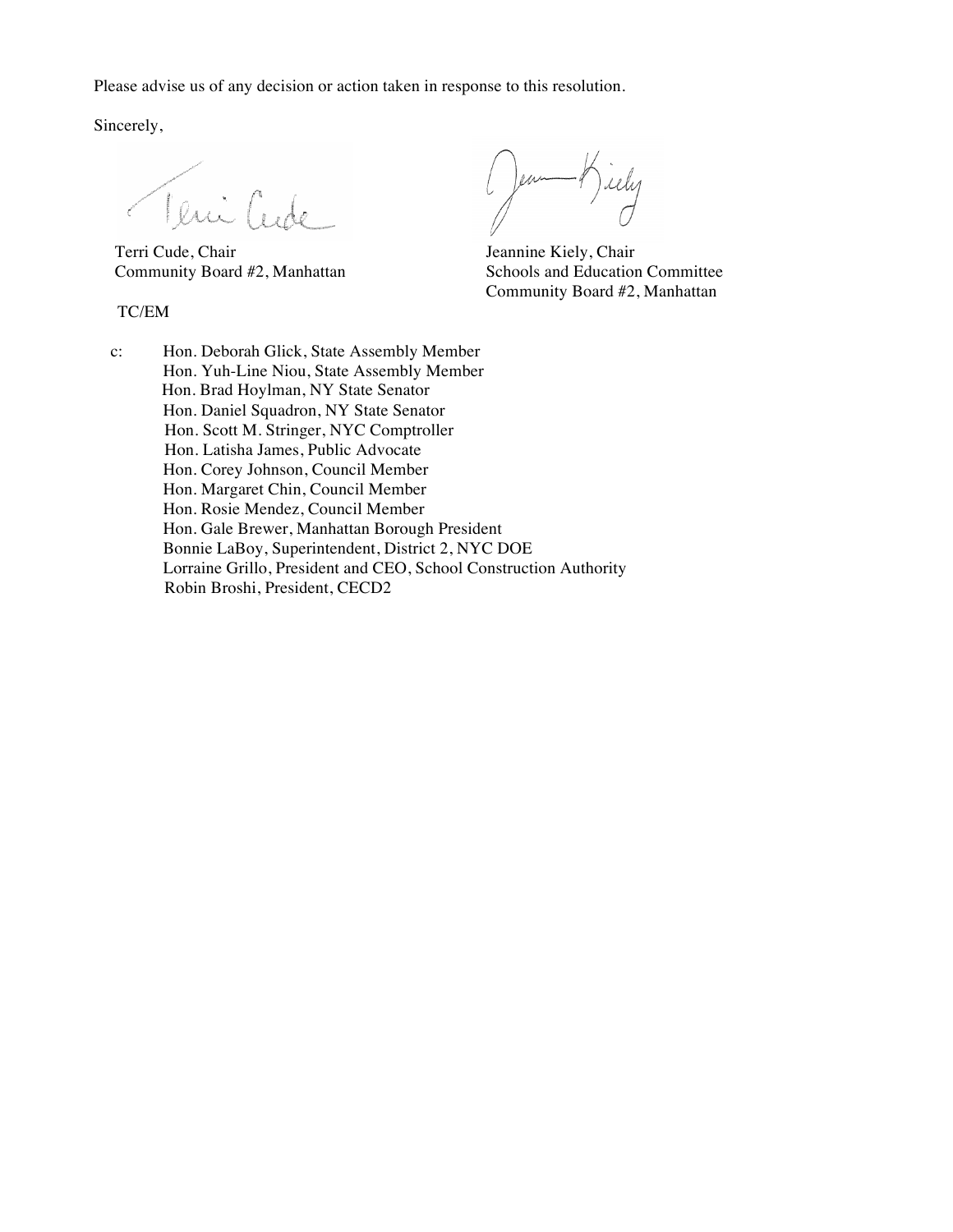Please advise us of any decision or action taken in response to this resolution.

Sincerely,

Terri Cude, Chair
Community Board #2, Manhattan

Jeannine Kiely, Chair
Schools and Education Committee
Community Board #2, Manhattan

TC/EM

c: Hon. Deborah Glick, State Assembly Member
Hon. Yuh-Line Niou, State Assembly Member
Hon. Brad Hoylman, NY State Senator
Hon. Daniel Squadron, NY State Senator
Hon. Scott M. Stringer, NYC Comptroller
Hon. Latisha James, Public Advocate
Hon. Corey Johnson, Council Member
Hon. Margaret Chin, Council Member
Hon. Rosie Mendez, Council Member
Hon. Gale Brewer, Manhattan Borough President
Bonnie LaBoy, Superintendent, District 2, NYC DOE
Lorraine Grillo, President and CEO, School Construction Authority
Robin Broshi, President, CECD2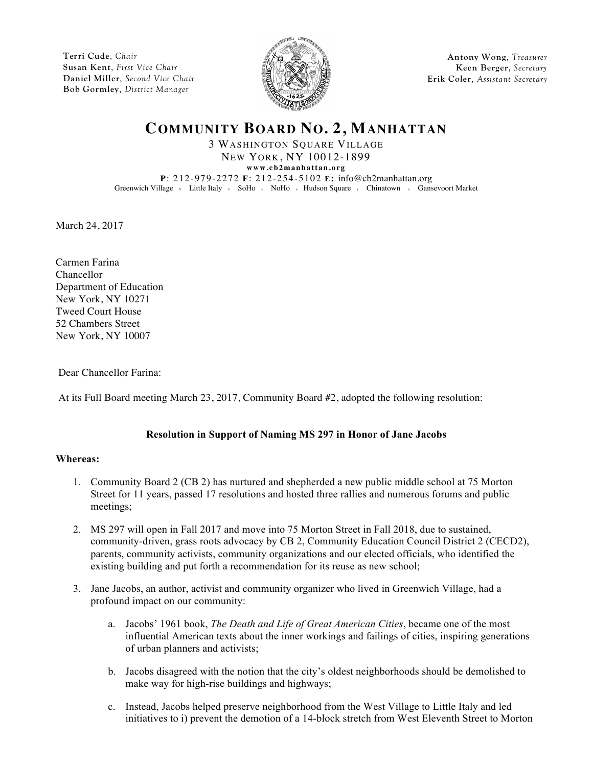Terri Cude, *Chair*
Susan Kent, *First Vice Chair*
Daniel Miller, *Second Vice Chair*
Bob Gormley, *District Manager*

Antony Wong, *Treasurer*
Keen Berger, *Secretary*
Erik Coler, *Assistant Secretary*

# COMMUNITY BOARD NO. 2, MANHATTAN

3 WASHINGTON SQUARE VILLAGE
NEW YORK, NY 10012-1899
www.cb2manhattan.org
**P**: 212-979-2272 **F**: 212-254-5102 **E:** info@cb2manhattan.org
Greenwich Village ᵥ Little Italy ᵥ SoHo ᵥ NoHo ᵥ Hudson Square ᵥ Chinatown ᵥ Gansevoort Market

March 24, 2017

Carmen Farina
Chancellor
Department of Education
New York, NY 10271
Tweed Court House
52 Chambers Street
New York, NY 10007

Dear Chancellor Farina:

At its Full Board meeting March 23, 2017, Community Board #2, adopted the following resolution:

**Resolution in Support of Naming MS 297 in Honor of Jane Jacobs**

**Whereas:**

1. Community Board 2 (CB 2) has nurtured and shepherded a new public middle school at 75 Morton Street for 11 years, passed 17 resolutions and hosted three rallies and numerous forums and public meetings;

2. MS 297 will open in Fall 2017 and move into 75 Morton Street in Fall 2018, due to sustained, community-driven, grass roots advocacy by CB 2, Community Education Council District 2 (CECD2), parents, community activists, community organizations and our elected officials, who identified the existing building and put forth a recommendation for its reuse as new school;

3. Jane Jacobs, an author, activist and community organizer who lived in Greenwich Village, had a profound impact on our community:

    a. Jacobs' 1961 book, *The Death and Life of Great American Cities*, became one of the most influential American texts about the inner workings and failings of cities, inspiring generations of urban planners and activists;

    b. Jacobs disagreed with the notion that the city's oldest neighborhoods should be demolished to make way for high-rise buildings and highways;

    c. Instead, Jacobs helped preserve neighborhood from the West Village to Little Italy and led initiatives to i) prevent the demotion of a 14-block stretch from West Eleventh Street to Morton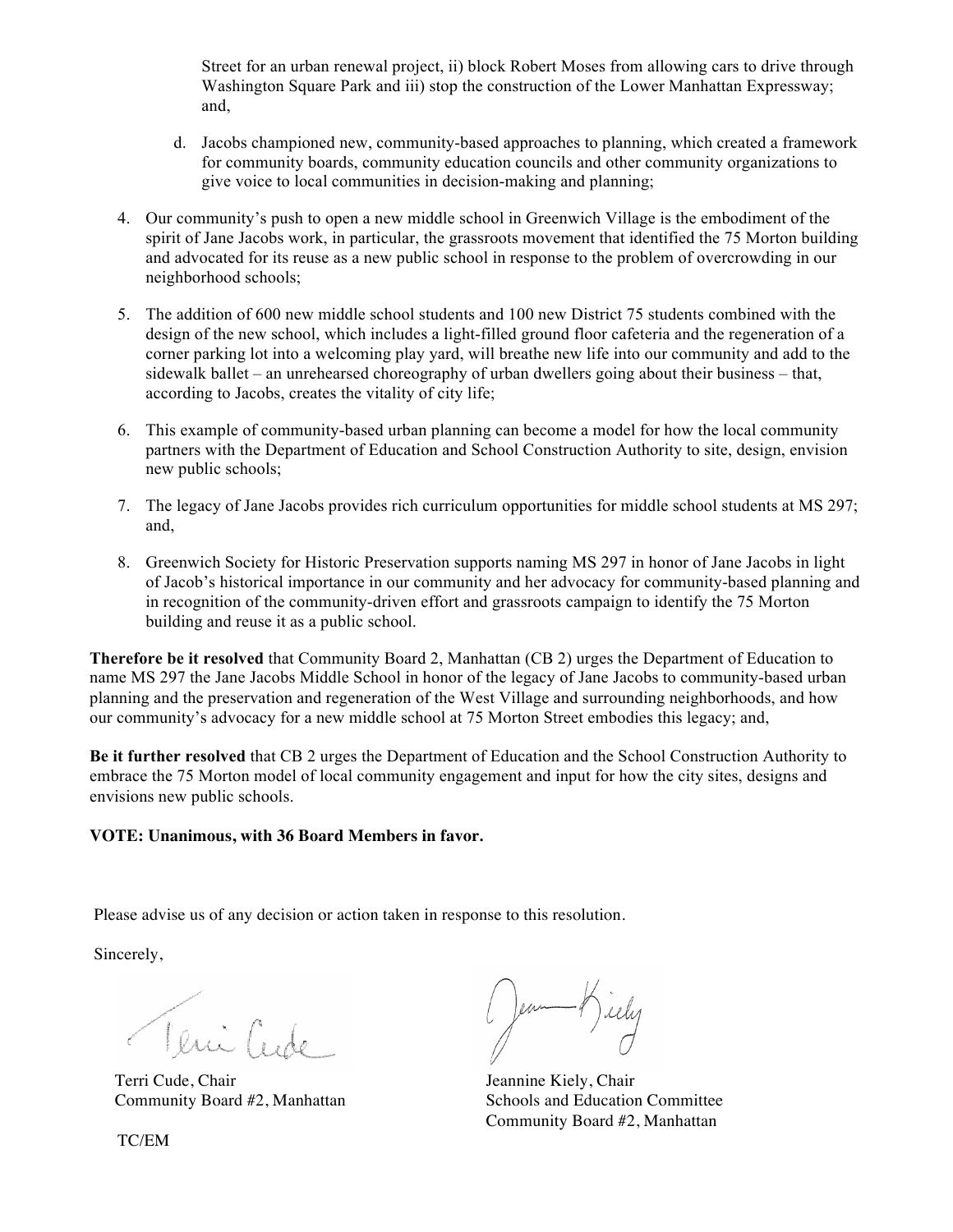Street for an urban renewal project, ii) block Robert Moses from allowing cars to drive through Washington Square Park and iii) stop the construction of the Lower Manhattan Expressway; and,

d. Jacobs championed new, community-based approaches to planning, which created a framework for community boards, community education councils and other community organizations to give voice to local communities in decision-making and planning;

4. Our community's push to open a new middle school in Greenwich Village is the embodiment of the spirit of Jane Jacobs work, in particular, the grassroots movement that identified the 75 Morton building and advocated for its reuse as a new public school in response to the problem of overcrowding in our neighborhood schools;

5. The addition of 600 new middle school students and 100 new District 75 students combined with the design of the new school, which includes a light-filled ground floor cafeteria and the regeneration of a corner parking lot into a welcoming play yard, will breathe new life into our community and add to the sidewalk ballet – an unrehearsed choreography of urban dwellers going about their business – that, according to Jacobs, creates the vitality of city life;

6. This example of community-based urban planning can become a model for how the local community partners with the Department of Education and School Construction Authority to site, design, envision new public schools;

7. The legacy of Jane Jacobs provides rich curriculum opportunities for middle school students at MS 297; and,

8. Greenwich Society for Historic Preservation supports naming MS 297 in honor of Jane Jacobs in light of Jacob's historical importance in our community and her advocacy for community-based planning and in recognition of the community-driven effort and grassroots campaign to identify the 75 Morton building and reuse it as a public school.

**Therefore be it resolved** that Community Board 2, Manhattan (CB 2) urges the Department of Education to name MS 297 the Jane Jacobs Middle School in honor of the legacy of Jane Jacobs to community-based urban planning and the preservation and regeneration of the West Village and surrounding neighborhoods, and how our community's advocacy for a new middle school at 75 Morton Street embodies this legacy; and,

**Be it further resolved** that CB 2 urges the Department of Education and the School Construction Authority to embrace the 75 Morton model of local community engagement and input for how the city sites, designs and envisions new public schools.

**VOTE: Unanimous, with 36 Board Members in favor.**

Please advise us of any decision or action taken in response to this resolution.

Sincerely,

Terri Cude, Chair
Community Board #2, Manhattan

Jeannine Kiely, Chair
Schools and Education Committee
Community Board #2, Manhattan

TC/EM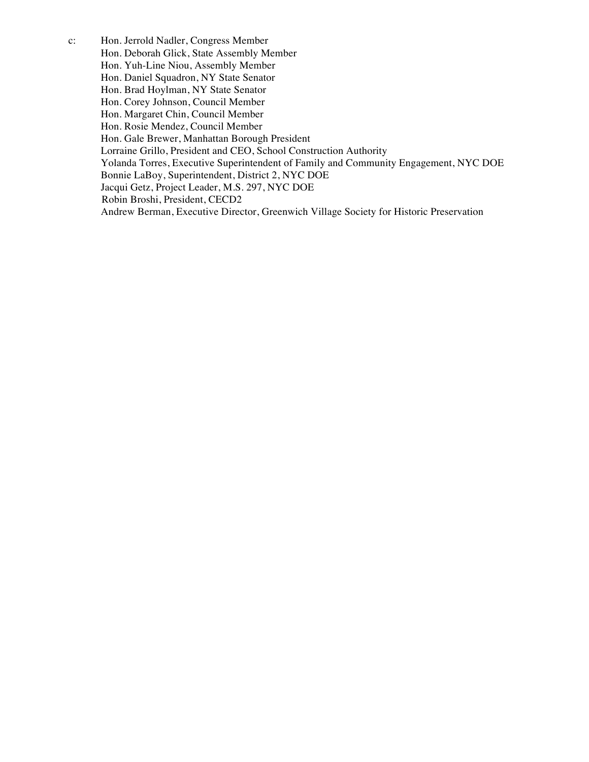c: Hon. Jerrold Nadler, Congress Member
Hon. Deborah Glick, State Assembly Member
Hon. Yuh-Line Niou, Assembly Member
Hon. Daniel Squadron, NY State Senator
Hon. Brad Hoylman, NY State Senator
Hon. Corey Johnson, Council Member
Hon. Margaret Chin, Council Member
Hon. Rosie Mendez, Council Member
Hon. Gale Brewer, Manhattan Borough President
Lorraine Grillo, President and CEO, School Construction Authority
Yolanda Torres, Executive Superintendent of Family and Community Engagement, NYC DOE
Bonnie LaBoy, Superintendent, District 2, NYC DOE
Jacqui Getz, Project Leader, M.S. 297, NYC DOE
Robin Broshi, President, CECD2
Andrew Berman, Executive Director, Greenwich Village Society for Historic Preservation